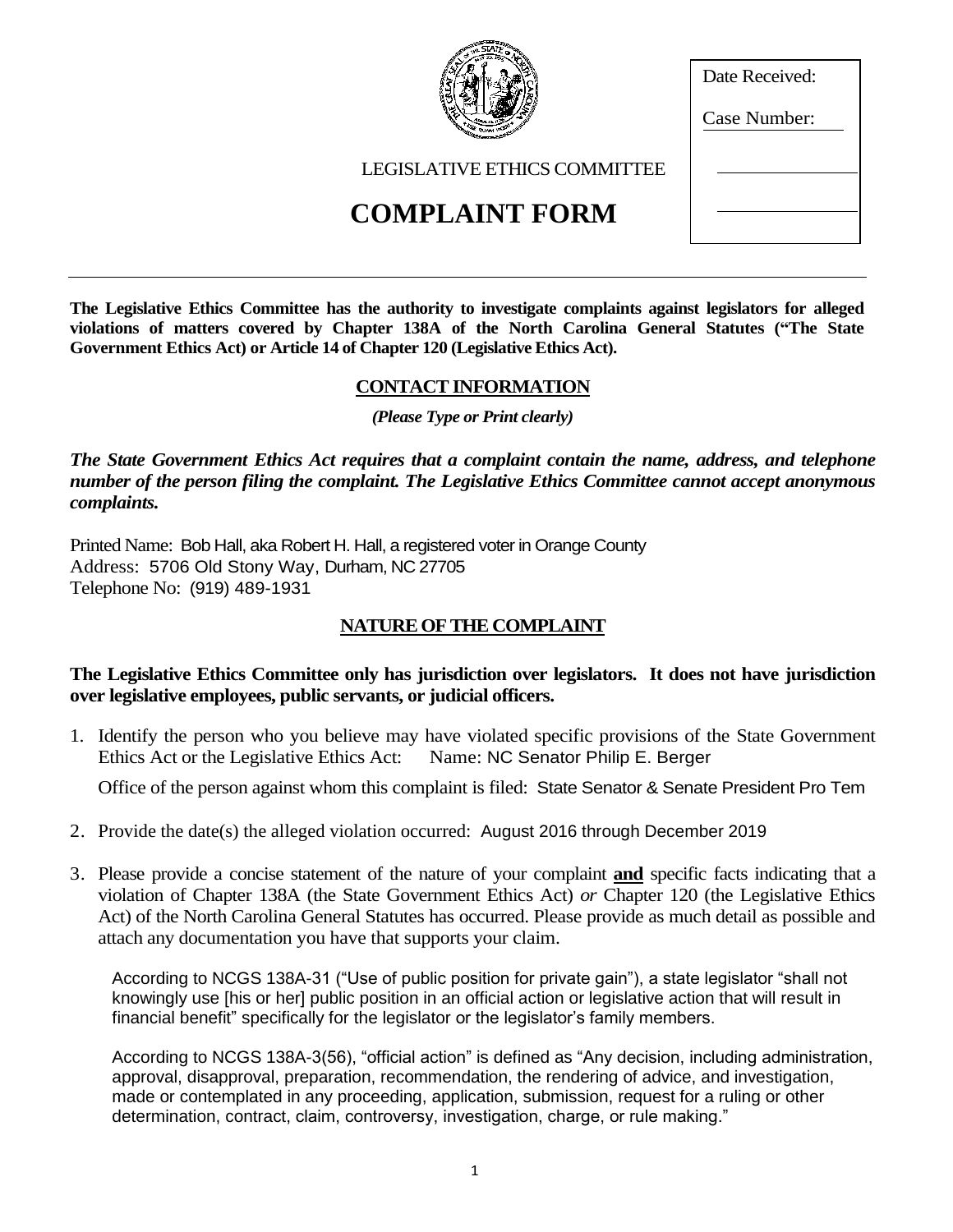LEGISLATIVE ETHICS COMMITTEE

# COMPLAINT FORM

| Date Received: |
| --- |
| Case Number: |

**The Legislative Ethics Committee has the authority to investigate complaints against legislators for alleged violations of matters covered by Chapter 138A of the North Carolina General Statutes ("The State Government Ethics Act) or Article 14 of Chapter 120 (Legislative Ethics Act).**

## CONTACT INFORMATION

***(Please Type or Print clearly)***

***The State Government Ethics Act requires that a complaint contain the name, address, and telephone number of the person filing the complaint. The Legislative Ethics Committee cannot accept anonymous complaints.***

Printed Name: Bob Hall, aka Robert H. Hall, a registered voter in Orange County
Address: 5706 Old Stony Way, Durham, NC 27705
Telephone No: (919) 489-1931

## NATURE OF THE COMPLAINT

**The Legislative Ethics Committee only has jurisdiction over legislators. It does not have jurisdiction over legislative employees, public servants, or judicial officers.**

1. Identify the person who you believe may have violated specific provisions of the State Government Ethics Act or the Legislative Ethics Act: Name: NC Senator Philip E. Berger

   Office of the person against whom this complaint is filed: State Senator & Senate President Pro Tem

2. Provide the date(s) the alleged violation occurred: August 2016 through December 2019

3. Please provide a concise statement of the nature of your complaint **and** specific facts indicating that a violation of Chapter 138A (the State Government Ethics Act) *or* Chapter 120 (the Legislative Ethics Act) of the North Carolina General Statutes has occurred. Please provide as much detail as possible and attach any documentation you have that supports your claim.

   According to NCGS 138A-31 ("Use of public position for private gain"), a state legislator "shall not knowingly use [his or her] public position in an official action or legislative action that will result in financial benefit" specifically for the legislator or the legislator's family members.

   According to NCGS 138A-3(56), "official action" is defined as "Any decision, including administration, approval, disapproval, preparation, recommendation, the rendering of advice, and investigation, made or contemplated in any proceeding, application, submission, request for a ruling or other determination, contract, claim, controversy, investigation, charge, or rule making."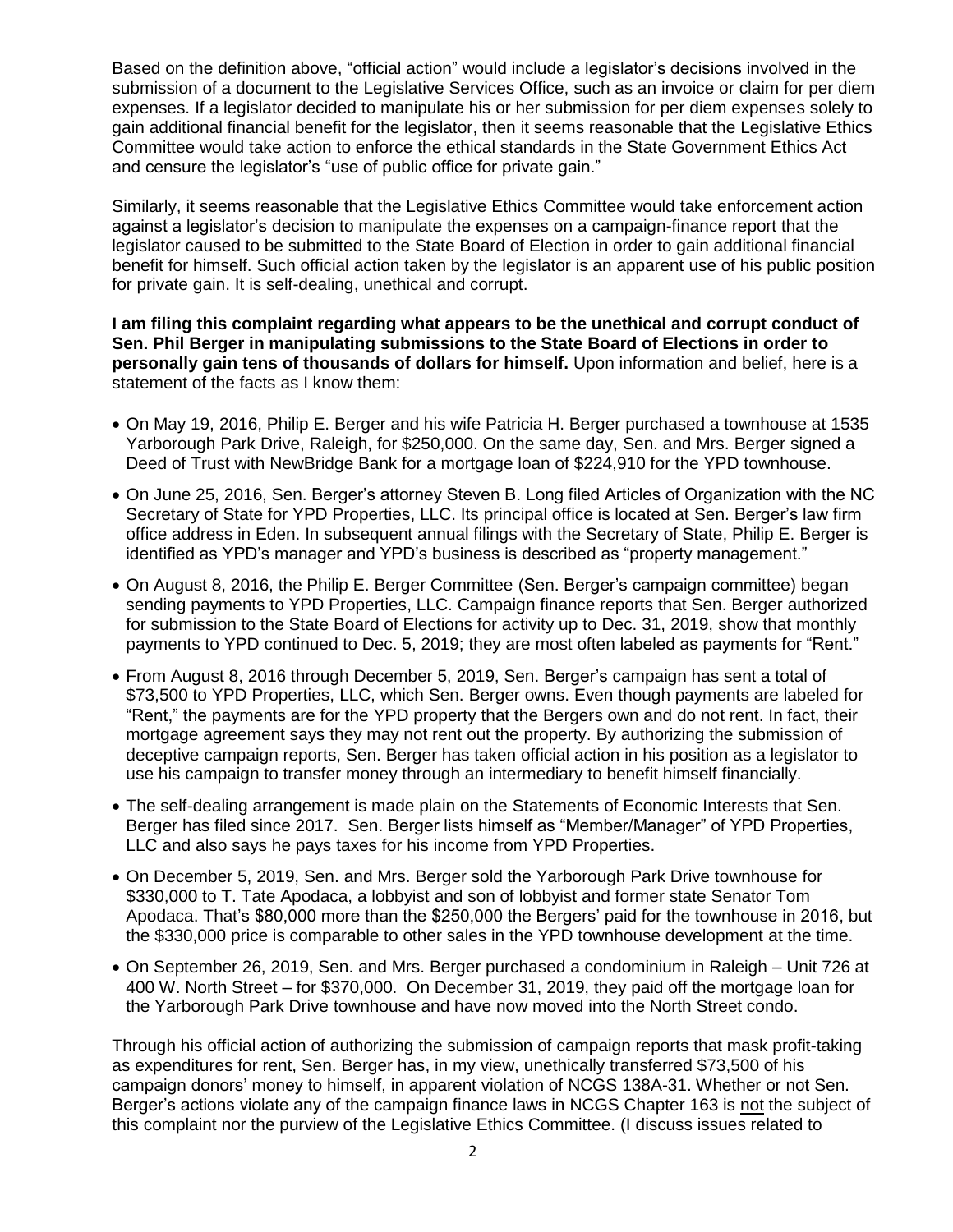Based on the definition above, "official action" would include a legislator's decisions involved in the submission of a document to the Legislative Services Office, such as an invoice or claim for per diem expenses. If a legislator decided to manipulate his or her submission for per diem expenses solely to gain additional financial benefit for the legislator, then it seems reasonable that the Legislative Ethics Committee would take action to enforce the ethical standards in the State Government Ethics Act and censure the legislator's "use of public office for private gain."

Similarly, it seems reasonable that the Legislative Ethics Committee would take enforcement action against a legislator's decision to manipulate the expenses on a campaign-finance report that the legislator caused to be submitted to the State Board of Election in order to gain additional financial benefit for himself. Such official action taken by the legislator is an apparent use of his public position for private gain. It is self-dealing, unethical and corrupt.

**I am filing this complaint regarding what appears to be the unethical and corrupt conduct of Sen. Phil Berger in manipulating submissions to the State Board of Elections in order to personally gain tens of thousands of dollars for himself.** Upon information and belief, here is a statement of the facts as I know them:

- On May 19, 2016, Philip E. Berger and his wife Patricia H. Berger purchased a townhouse at 1535 Yarborough Park Drive, Raleigh, for $250,000. On the same day, Sen. and Mrs. Berger signed a Deed of Trust with NewBridge Bank for a mortgage loan of $224,910 for the YPD townhouse.
- On June 25, 2016, Sen. Berger's attorney Steven B. Long filed Articles of Organization with the NC Secretary of State for YPD Properties, LLC. Its principal office is located at Sen. Berger's law firm office address in Eden. In subsequent annual filings with the Secretary of State, Philip E. Berger is identified as YPD's manager and YPD's business is described as "property management."
- On August 8, 2016, the Philip E. Berger Committee (Sen. Berger's campaign committee) began sending payments to YPD Properties, LLC. Campaign finance reports that Sen. Berger authorized for submission to the State Board of Elections for activity up to Dec. 31, 2019, show that monthly payments to YPD continued to Dec. 5, 2019; they are most often labeled as payments for "Rent."
- From August 8, 2016 through December 5, 2019, Sen. Berger's campaign has sent a total of $73,500 to YPD Properties, LLC, which Sen. Berger owns. Even though payments are labeled for "Rent," the payments are for the YPD property that the Bergers own and do not rent. In fact, their mortgage agreement says they may not rent out the property. By authorizing the submission of deceptive campaign reports, Sen. Berger has taken official action in his position as a legislator to use his campaign to transfer money through an intermediary to benefit himself financially.
- The self-dealing arrangement is made plain on the Statements of Economic Interests that Sen. Berger has filed since 2017. Sen. Berger lists himself as "Member/Manager" of YPD Properties, LLC and also says he pays taxes for his income from YPD Properties.
- On December 5, 2019, Sen. and Mrs. Berger sold the Yarborough Park Drive townhouse for $330,000 to T. Tate Apodaca, a lobbyist and son of lobbyist and former state Senator Tom Apodaca. That's $80,000 more than the $250,000 the Bergers' paid for the townhouse in 2016, but the $330,000 price is comparable to other sales in the YPD townhouse development at the time.
- On September 26, 2019, Sen. and Mrs. Berger purchased a condominium in Raleigh – Unit 726 at 400 W. North Street – for $370,000. On December 31, 2019, they paid off the mortgage loan for the Yarborough Park Drive townhouse and have now moved into the North Street condo.

Through his official action of authorizing the submission of campaign reports that mask profit-taking as expenditures for rent, Sen. Berger has, in my view, unethically transferred $73,500 of his campaign donors' money to himself, in apparent violation of NCGS 138A-31. Whether or not Sen. Berger's actions violate any of the campaign finance laws in NCGS Chapter 163 is <u>not</u> the subject of this complaint nor the purview of the Legislative Ethics Committee. (I discuss issues related to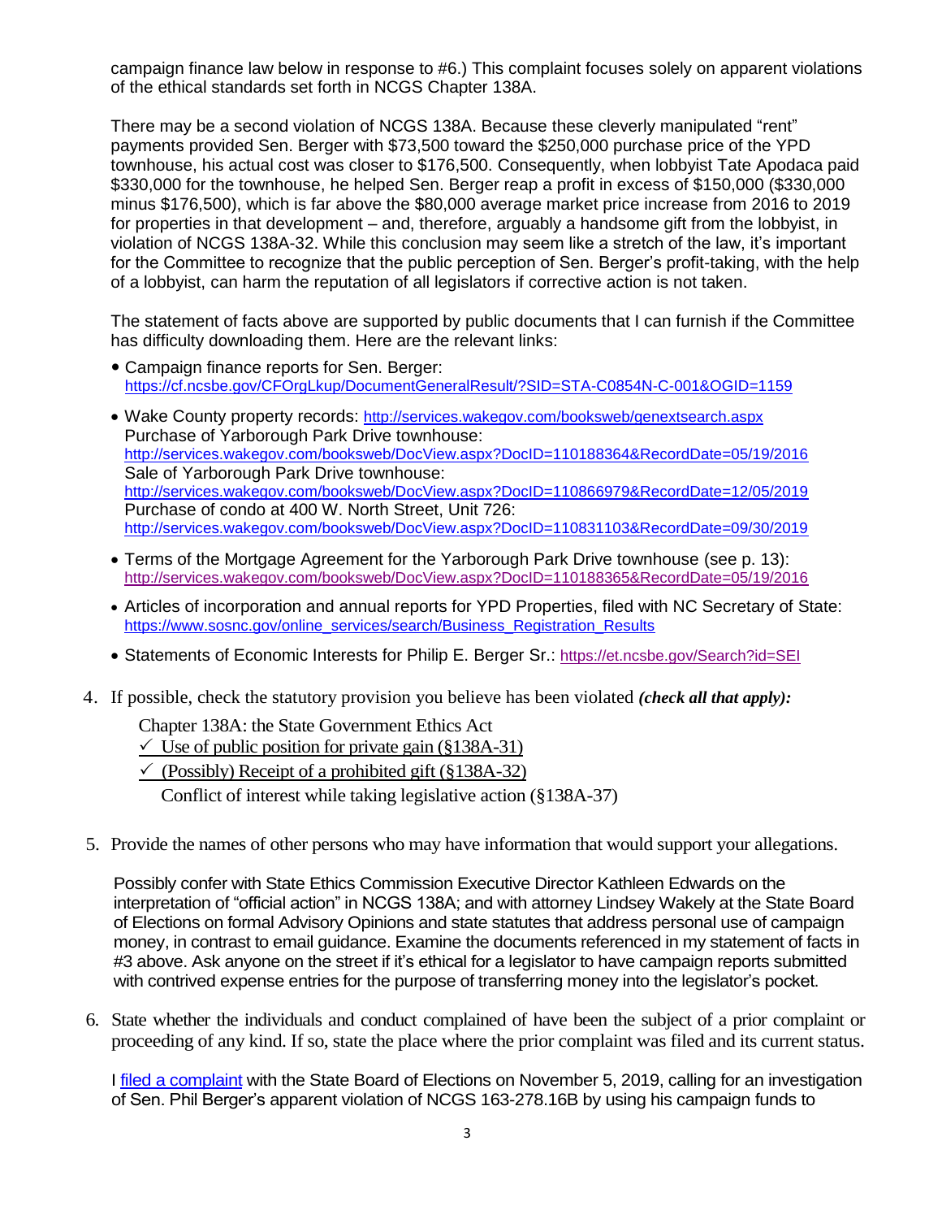campaign finance law below in response to #6.) This complaint focuses solely on apparent violations of the ethical standards set forth in NCGS Chapter 138A.

There may be a second violation of NCGS 138A. Because these cleverly manipulated "rent" payments provided Sen. Berger with $73,500 toward the $250,000 purchase price of the YPD townhouse, his actual cost was closer to $176,500. Consequently, when lobbyist Tate Apodaca paid $330,000 for the townhouse, he helped Sen. Berger reap a profit in excess of $150,000 ($330,000 minus $176,500), which is far above the $80,000 average market price increase from 2016 to 2019 for properties in that development – and, therefore, arguably a handsome gift from the lobbyist, in violation of NCGS 138A-32. While this conclusion may seem like a stretch of the law, it's important for the Committee to recognize that the public perception of Sen. Berger's profit-taking, with the help of a lobbyist, can harm the reputation of all legislators if corrective action is not taken.

The statement of facts above are supported by public documents that I can furnish if the Committee has difficulty downloading them. Here are the relevant links:

- Campaign finance reports for Sen. Berger:
  https://cf.ncsbe.gov/CFOrgLkup/DocumentGeneralResult/?SID=STA-C0854N-C-001&OGID=1159
- Wake County property records: http://services.wakegov.com/booksweb/genextsearch.aspx
  Purchase of Yarborough Park Drive townhouse:
  http://services.wakegov.com/booksweb/DocView.aspx?DocID=110188364&RecordDate=05/19/2016
  Sale of Yarborough Park Drive townhouse:
  http://services.wakegov.com/booksweb/DocView.aspx?DocID=110866979&RecordDate=12/05/2019
  Purchase of condo at 400 W. North Street, Unit 726:
  http://services.wakegov.com/booksweb/DocView.aspx?DocID=110831103&RecordDate=09/30/2019
- Terms of the Mortgage Agreement for the Yarborough Park Drive townhouse (see p. 13):
  http://services.wakegov.com/booksweb/DocView.aspx?DocID=110188365&RecordDate=05/19/2016
- Articles of incorporation and annual reports for YPD Properties, filed with NC Secretary of State:
  https://www.sosnc.gov/online_services/search/Business_Registration_Results
- Statements of Economic Interests for Philip E. Berger Sr.: https://et.ncsbe.gov/Search?id=SEI

4. If possible, check the statutory provision you believe has been violated *(check all that apply):*

   Chapter 138A: the State Government Ethics Act
   ✓ Use of public position for private gain (§138A-31)
   ✓ (Possibly) Receipt of a prohibited gift (§138A-32)
   Conflict of interest while taking legislative action (§138A-37)

5. Provide the names of other persons who may have information that would support your allegations.

   Possibly confer with State Ethics Commission Executive Director Kathleen Edwards on the interpretation of "official action" in NCGS 138A; and with attorney Lindsey Wakely at the State Board of Elections on formal Advisory Opinions and state statutes that address personal use of campaign money, in contrast to email guidance. Examine the documents referenced in my statement of facts in #3 above. Ask anyone on the street if it's ethical for a legislator to have campaign reports submitted with contrived expense entries for the purpose of transferring money into the legislator's pocket.

6. State whether the individuals and conduct complained of have been the subject of a prior complaint or proceeding of any kind. If so, state the place where the prior complaint was filed and its current status.

   I filed a complaint with the State Board of Elections on November 5, 2019, calling for an investigation of Sen. Phil Berger's apparent violation of NCGS 163-278.16B by using his campaign funds to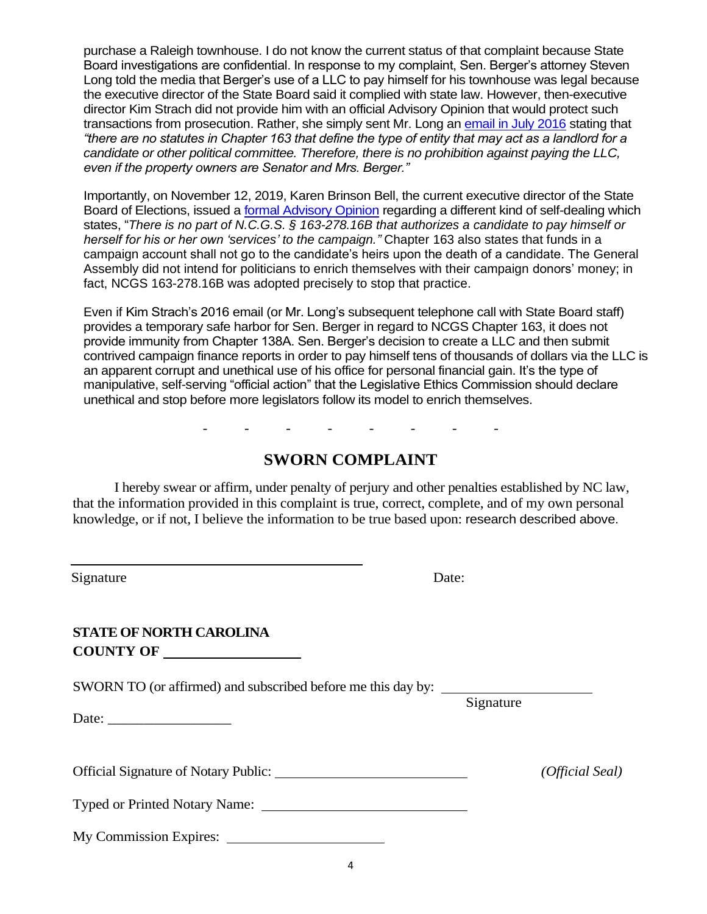purchase a Raleigh townhouse. I do not know the current status of that complaint because State Board investigations are confidential. In response to my complaint, Sen. Berger's attorney Steven Long told the media that Berger's use of a LLC to pay himself for his townhouse was legal because the executive director of the State Board said it complied with state law. However, then-executive director Kim Strach did not provide him with an official Advisory Opinion that would protect such transactions from prosecution. Rather, she simply sent Mr. Long an email in July 2016 stating that *"there are no statutes in Chapter 163 that define the type of entity that may act as a landlord for a candidate or other political committee. Therefore, there is no prohibition against paying the LLC, even if the property owners are Senator and Mrs. Berger."*

Importantly, on November 12, 2019, Karen Brinson Bell, the current executive director of the State Board of Elections, issued a formal Advisory Opinion regarding a different kind of self-dealing which states, "*There is no part of N.C.G.S. § 163-278.16B that authorizes a candidate to pay himself or herself for his or her own 'services' to the campaign."* Chapter 163 also states that funds in a campaign account shall not go to the candidate's heirs upon the death of a candidate. The General Assembly did not intend for politicians to enrich themselves with their campaign donors' money; in fact, NCGS 163-278.16B was adopted precisely to stop that practice.

Even if Kim Strach's 2016 email (or Mr. Long's subsequent telephone call with State Board staff) provides a temporary safe harbor for Sen. Berger in regard to NCGS Chapter 163, it does not provide immunity from Chapter 138A. Sen. Berger's decision to create a LLC and then submit contrived campaign finance reports in order to pay himself tens of thousands of dollars via the LLC is an apparent corrupt and unethical use of his office for personal financial gain. It's the type of manipulative, self-serving "official action" that the Legislative Ethics Commission should declare unethical and stop before more legislators follow its model to enrich themselves.

\- - - - - - - -

## SWORN COMPLAINT

I hereby swear or affirm, under penalty of perjury and other penalties established by NC law, that the information provided in this complaint is true, correct, complete, and of my own personal knowledge, or if not, I believe the information to be true based upon: research described above.

_______________________________

Signature Date:

**STATE OF NORTH CAROLINA**
**COUNTY OF** ________________

SWORN TO (or affirmed) and subscribed before me this day by: ____________________
Signature

Date: ________________

Official Signature of Notary Public: ________________________ *(Official Seal)*

Typed or Printed Notary Name: ________________________

My Commission Expires: ____________________